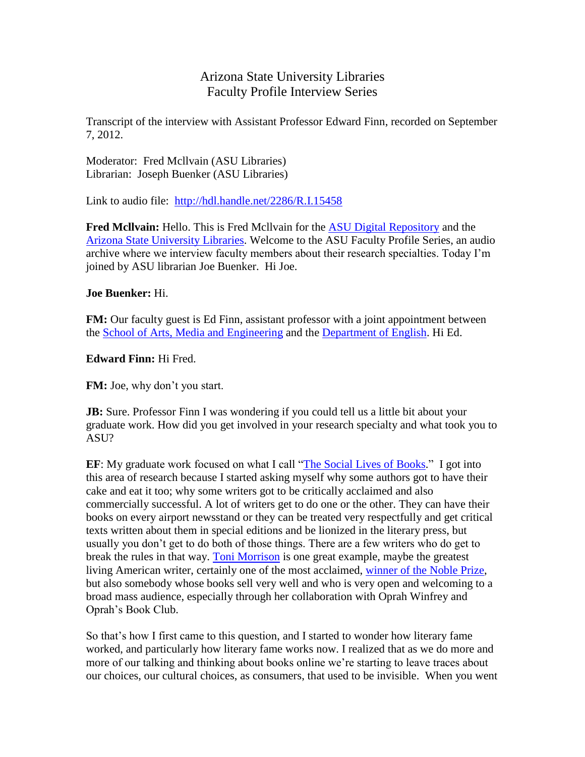# Arizona State University Libraries
## Faculty Profile Interview Series

Transcript of the interview with Assistant Professor Edward Finn, recorded on September 7, 2012.

Moderator: Fred McIlvain (ASU Libraries)
Librarian: Joseph Buenker (ASU Libraries)

Link to audio file: http://hdl.handle.net/2286/R.I.15458

**Fred McIlvain:** Hello. This is Fred McIlvain for the ASU Digital Repository and the Arizona State University Libraries. Welcome to the ASU Faculty Profile Series, an audio archive where we interview faculty members about their research specialties. Today I'm joined by ASU librarian Joe Buenker. Hi Joe.

**Joe Buenker:** Hi.

**FM:** Our faculty guest is Ed Finn, assistant professor with a joint appointment between the School of Arts, Media and Engineering and the Department of English. Hi Ed.

**Edward Finn:** Hi Fred.

**FM:** Joe, why don't you start.

**JB:** Sure. Professor Finn I was wondering if you could tell us a little bit about your graduate work. How did you get involved in your research specialty and what took you to ASU?

**EF**: My graduate work focused on what I call "The Social Lives of Books." I got into this area of research because I started asking myself why some authors got to have their cake and eat it too; why some writers got to be critically acclaimed and also commercially successful. A lot of writers get to do one or the other. They can have their books on every airport newsstand or they can be treated very respectfully and get critical texts written about them in special editions and be lionized in the literary press, but usually you don't get to do both of those things. There are a few writers who do get to break the rules in that way. Toni Morrison is one great example, maybe the greatest living American writer, certainly one of the most acclaimed, winner of the Noble Prize, but also somebody whose books sell very well and who is very open and welcoming to a broad mass audience, especially through her collaboration with Oprah Winfrey and Oprah's Book Club.

So that's how I first came to this question, and I started to wonder how literary fame worked, and particularly how literary fame works now. I realized that as we do more and more of our talking and thinking about books online we're starting to leave traces about our choices, our cultural choices, as consumers, that used to be invisible. When you went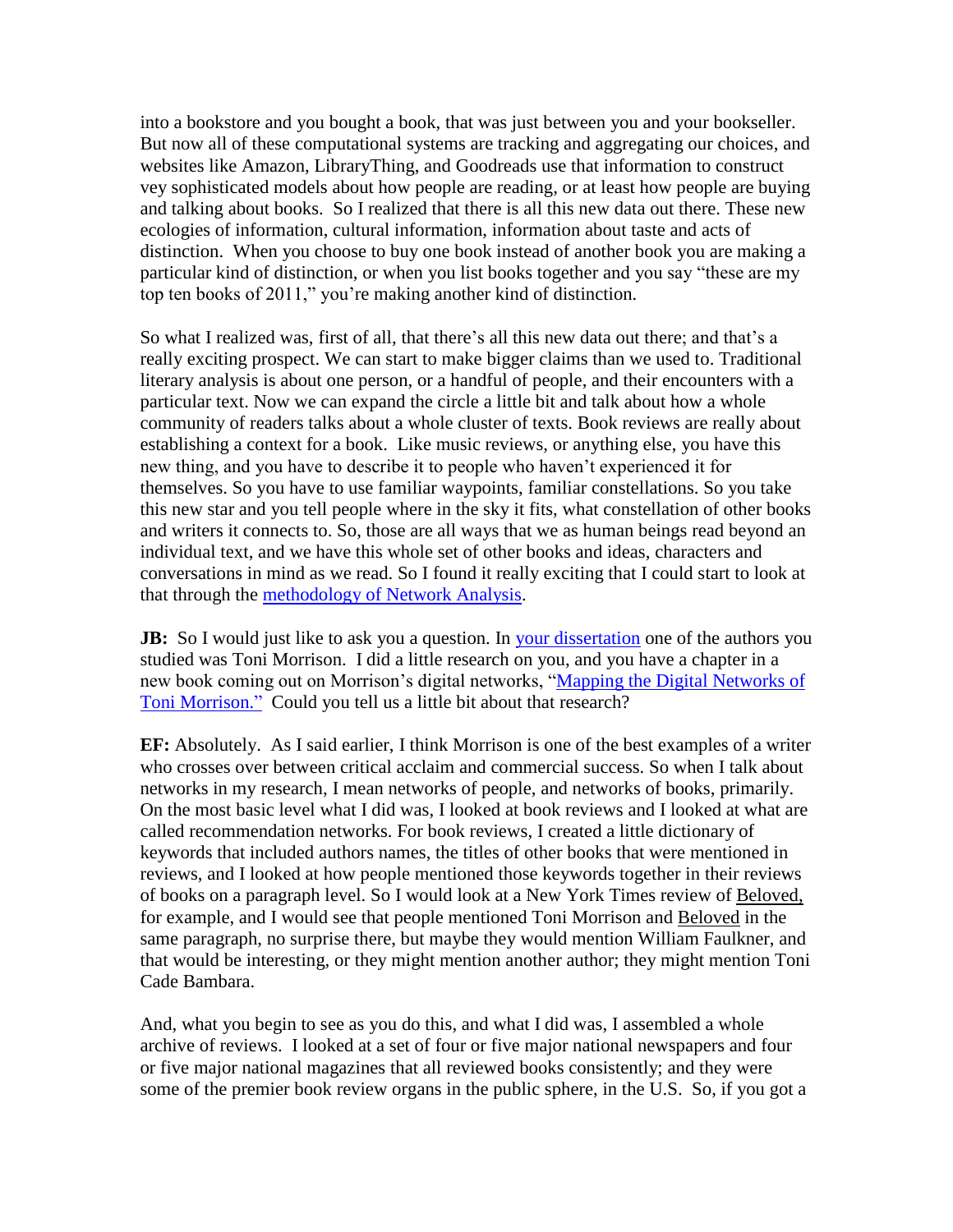into a bookstore and you bought a book, that was just between you and your bookseller. But now all of these computational systems are tracking and aggregating our choices, and websites like Amazon, LibraryThing, and Goodreads use that information to construct vey sophisticated models about how people are reading, or at least how people are buying and talking about books. So I realized that there is all this new data out there. These new ecologies of information, cultural information, information about taste and acts of distinction. When you choose to buy one book instead of another book you are making a particular kind of distinction, or when you list books together and you say "these are my top ten books of 2011," you're making another kind of distinction.

So what I realized was, first of all, that there's all this new data out there; and that's a really exciting prospect. We can start to make bigger claims than we used to. Traditional literary analysis is about one person, or a handful of people, and their encounters with a particular text. Now we can expand the circle a little bit and talk about how a whole community of readers talks about a whole cluster of texts. Book reviews are really about establishing a context for a book. Like music reviews, or anything else, you have this new thing, and you have to describe it to people who haven't experienced it for themselves. So you have to use familiar waypoints, familiar constellations. So you take this new star and you tell people where in the sky it fits, what constellation of other books and writers it connects to. So, those are all ways that we as human beings read beyond an individual text, and we have this whole set of other books and ideas, characters and conversations in mind as we read. So I found it really exciting that I could start to look at that through the methodology of Network Analysis.

**JB:** So I would just like to ask you a question. In your dissertation one of the authors you studied was Toni Morrison. I did a little research on you, and you have a chapter in a new book coming out on Morrison's digital networks, "Mapping the Digital Networks of Toni Morrison." Could you tell us a little bit about that research?

**EF:** Absolutely. As I said earlier, I think Morrison is one of the best examples of a writer who crosses over between critical acclaim and commercial success. So when I talk about networks in my research, I mean networks of people, and networks of books, primarily. On the most basic level what I did was, I looked at book reviews and I looked at what are called recommendation networks. For book reviews, I created a little dictionary of keywords that included authors names, the titles of other books that were mentioned in reviews, and I looked at how people mentioned those keywords together in their reviews of books on a paragraph level. So I would look at a New York Times review of Beloved, for example, and I would see that people mentioned Toni Morrison and Beloved in the same paragraph, no surprise there, but maybe they would mention William Faulkner, and that would be interesting, or they might mention another author; they might mention Toni Cade Bambara.

And, what you begin to see as you do this, and what I did was, I assembled a whole archive of reviews. I looked at a set of four or five major national newspapers and four or five major national magazines that all reviewed books consistently; and they were some of the premier book review organs in the public sphere, in the U.S. So, if you got a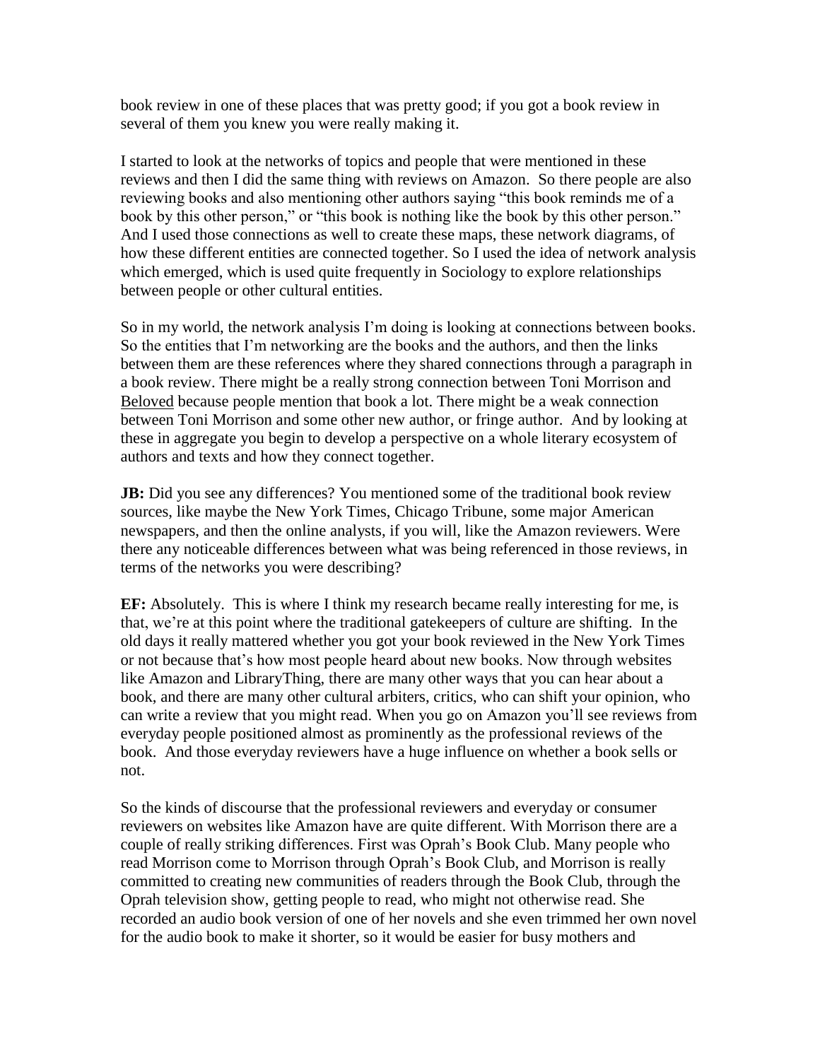book review in one of these places that was pretty good; if you got a book review in several of them you knew you were really making it.

I started to look at the networks of topics and people that were mentioned in these reviews and then I did the same thing with reviews on Amazon. So there people are also reviewing books and also mentioning other authors saying "this book reminds me of a book by this other person," or "this book is nothing like the book by this other person." And I used those connections as well to create these maps, these network diagrams, of how these different entities are connected together. So I used the idea of network analysis which emerged, which is used quite frequently in Sociology to explore relationships between people or other cultural entities.

So in my world, the network analysis I'm doing is looking at connections between books. So the entities that I'm networking are the books and the authors, and then the links between them are these references where they shared connections through a paragraph in a book review. There might be a really strong connection between Toni Morrison and Beloved because people mention that book a lot. There might be a weak connection between Toni Morrison and some other new author, or fringe author. And by looking at these in aggregate you begin to develop a perspective on a whole literary ecosystem of authors and texts and how they connect together.

**JB:** Did you see any differences? You mentioned some of the traditional book review sources, like maybe the New York Times, Chicago Tribune, some major American newspapers, and then the online analysts, if you will, like the Amazon reviewers. Were there any noticeable differences between what was being referenced in those reviews, in terms of the networks you were describing?

**EF:** Absolutely. This is where I think my research became really interesting for me, is that, we're at this point where the traditional gatekeepers of culture are shifting. In the old days it really mattered whether you got your book reviewed in the New York Times or not because that's how most people heard about new books. Now through websites like Amazon and LibraryThing, there are many other ways that you can hear about a book, and there are many other cultural arbiters, critics, who can shift your opinion, who can write a review that you might read. When you go on Amazon you'll see reviews from everyday people positioned almost as prominently as the professional reviews of the book. And those everyday reviewers have a huge influence on whether a book sells or not.

So the kinds of discourse that the professional reviewers and everyday or consumer reviewers on websites like Amazon have are quite different. With Morrison there are a couple of really striking differences. First was Oprah's Book Club. Many people who read Morrison come to Morrison through Oprah's Book Club, and Morrison is really committed to creating new communities of readers through the Book Club, through the Oprah television show, getting people to read, who might not otherwise read. She recorded an audio book version of one of her novels and she even trimmed her own novel for the audio book to make it shorter, so it would be easier for busy mothers and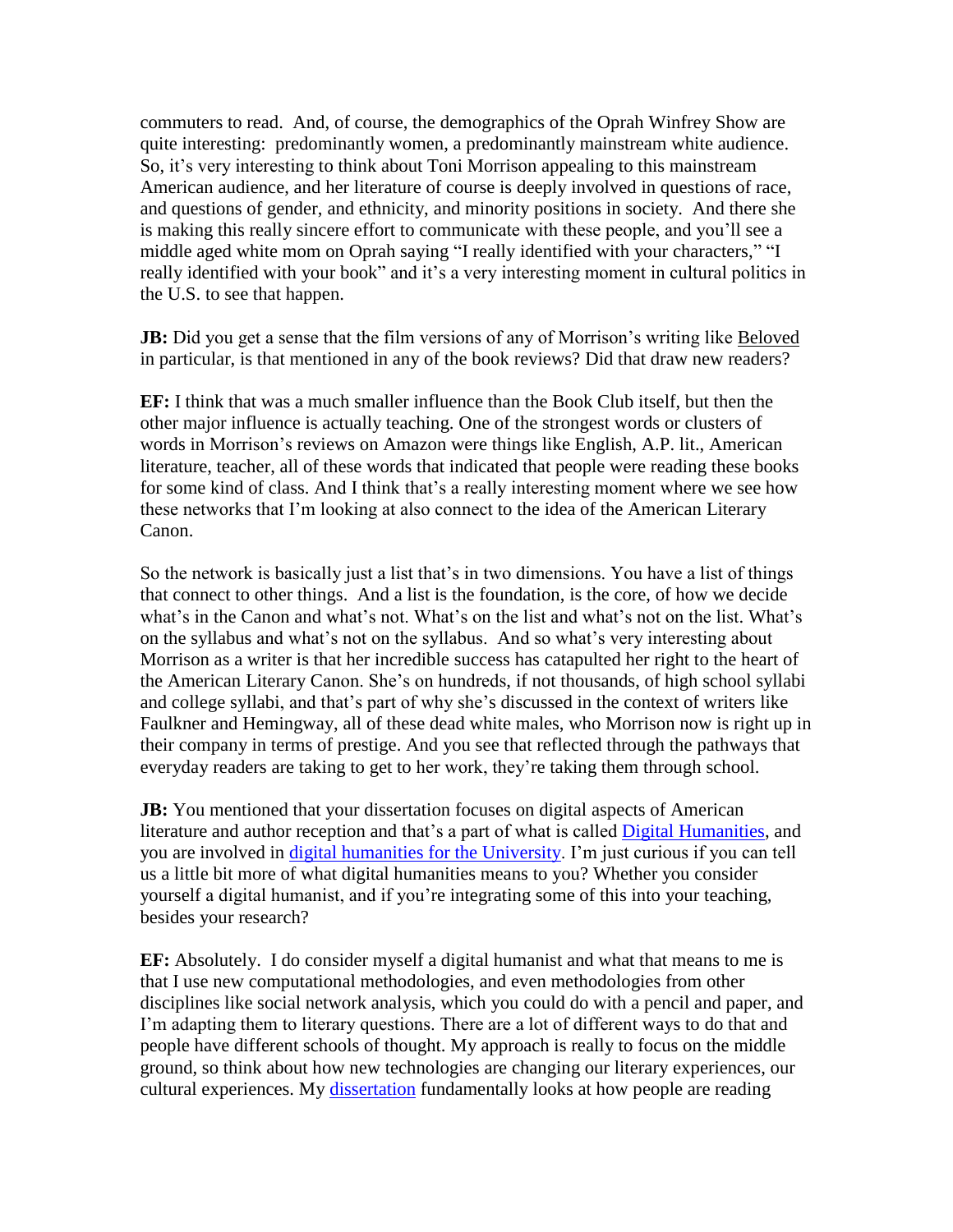commuters to read. And, of course, the demographics of the Oprah Winfrey Show are quite interesting: predominantly women, a predominantly mainstream white audience. So, it's very interesting to think about Toni Morrison appealing to this mainstream American audience, and her literature of course is deeply involved in questions of race, and questions of gender, and ethnicity, and minority positions in society. And there she is making this really sincere effort to communicate with these people, and you'll see a middle aged white mom on Oprah saying "I really identified with your characters," "I really identified with your book" and it's a very interesting moment in cultural politics in the U.S. to see that happen.

**JB:** Did you get a sense that the film versions of any of Morrison's writing like Beloved in particular, is that mentioned in any of the book reviews? Did that draw new readers?

**EF:** I think that was a much smaller influence than the Book Club itself, but then the other major influence is actually teaching. One of the strongest words or clusters of words in Morrison's reviews on Amazon were things like English, A.P. lit., American literature, teacher, all of these words that indicated that people were reading these books for some kind of class. And I think that's a really interesting moment where we see how these networks that I'm looking at also connect to the idea of the American Literary Canon.

So the network is basically just a list that's in two dimensions. You have a list of things that connect to other things. And a list is the foundation, is the core, of how we decide what's in the Canon and what's not. What's on the list and what's not on the list. What's on the syllabus and what's not on the syllabus. And so what's very interesting about Morrison as a writer is that her incredible success has catapulted her right to the heart of the American Literary Canon. She's on hundreds, if not thousands, of high school syllabi and college syllabi, and that's part of why she's discussed in the context of writers like Faulkner and Hemingway, all of these dead white males, who Morrison now is right up in their company in terms of prestige. And you see that reflected through the pathways that everyday readers are taking to get to her work, they're taking them through school.

**JB:** You mentioned that your dissertation focuses on digital aspects of American literature and author reception and that's a part of what is called Digital Humanities, and you are involved in digital humanities for the University. I'm just curious if you can tell us a little bit more of what digital humanities means to you? Whether you consider yourself a digital humanist, and if you're integrating some of this into your teaching, besides your research?

**EF:** Absolutely. I do consider myself a digital humanist and what that means to me is that I use new computational methodologies, and even methodologies from other disciplines like social network analysis, which you could do with a pencil and paper, and I'm adapting them to literary questions. There are a lot of different ways to do that and people have different schools of thought. My approach is really to focus on the middle ground, so think about how new technologies are changing our literary experiences, our cultural experiences. My dissertation fundamentally looks at how people are reading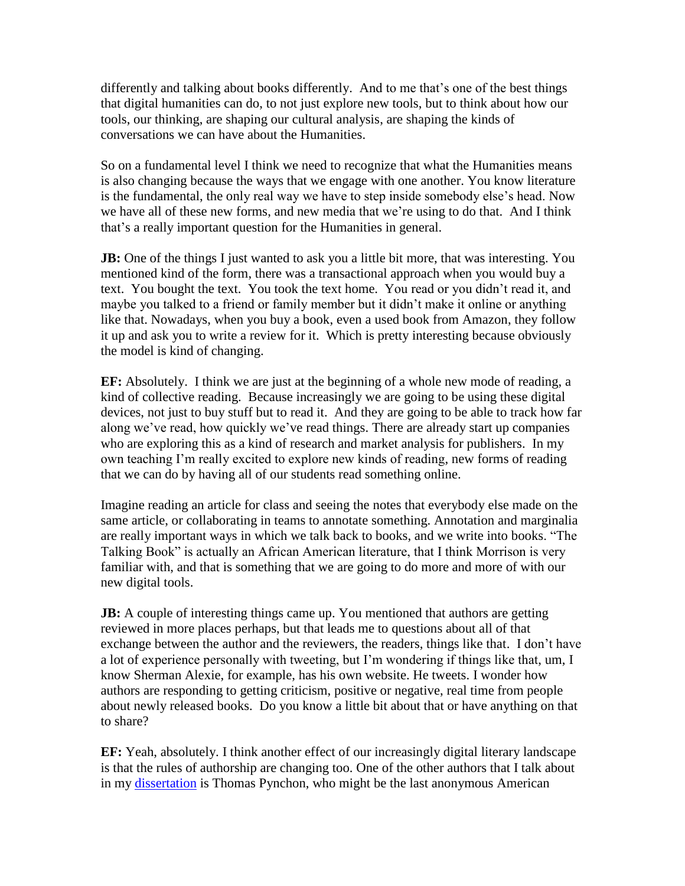differently and talking about books differently. And to me that's one of the best things that digital humanities can do, to not just explore new tools, but to think about how our tools, our thinking, are shaping our cultural analysis, are shaping the kinds of conversations we can have about the Humanities.

So on a fundamental level I think we need to recognize that what the Humanities means is also changing because the ways that we engage with one another. You know literature is the fundamental, the only real way we have to step inside somebody else's head. Now we have all of these new forms, and new media that we're using to do that. And I think that's a really important question for the Humanities in general.

**JB:** One of the things I just wanted to ask you a little bit more, that was interesting. You mentioned kind of the form, there was a transactional approach when you would buy a text. You bought the text. You took the text home. You read or you didn't read it, and maybe you talked to a friend or family member but it didn't make it online or anything like that. Nowadays, when you buy a book, even a used book from Amazon, they follow it up and ask you to write a review for it. Which is pretty interesting because obviously the model is kind of changing.

**EF:** Absolutely. I think we are just at the beginning of a whole new mode of reading, a kind of collective reading. Because increasingly we are going to be using these digital devices, not just to buy stuff but to read it. And they are going to be able to track how far along we've read, how quickly we've read things. There are already start up companies who are exploring this as a kind of research and market analysis for publishers. In my own teaching I'm really excited to explore new kinds of reading, new forms of reading that we can do by having all of our students read something online.

Imagine reading an article for class and seeing the notes that everybody else made on the same article, or collaborating in teams to annotate something. Annotation and marginalia are really important ways in which we talk back to books, and we write into books. "The Talking Book" is actually an African American literature, that I think Morrison is very familiar with, and that is something that we are going to do more and more of with our new digital tools.

**JB:** A couple of interesting things came up. You mentioned that authors are getting reviewed in more places perhaps, but that leads me to questions about all of that exchange between the author and the reviewers, the readers, things like that. I don't have a lot of experience personally with tweeting, but I'm wondering if things like that, um, I know Sherman Alexie, for example, has his own website. He tweets. I wonder how authors are responding to getting criticism, positive or negative, real time from people about newly released books. Do you know a little bit about that or have anything on that to share?

**EF:** Yeah, absolutely. I think another effect of our increasingly digital literary landscape is that the rules of authorship are changing too. One of the other authors that I talk about in my dissertation is Thomas Pynchon, who might be the last anonymous American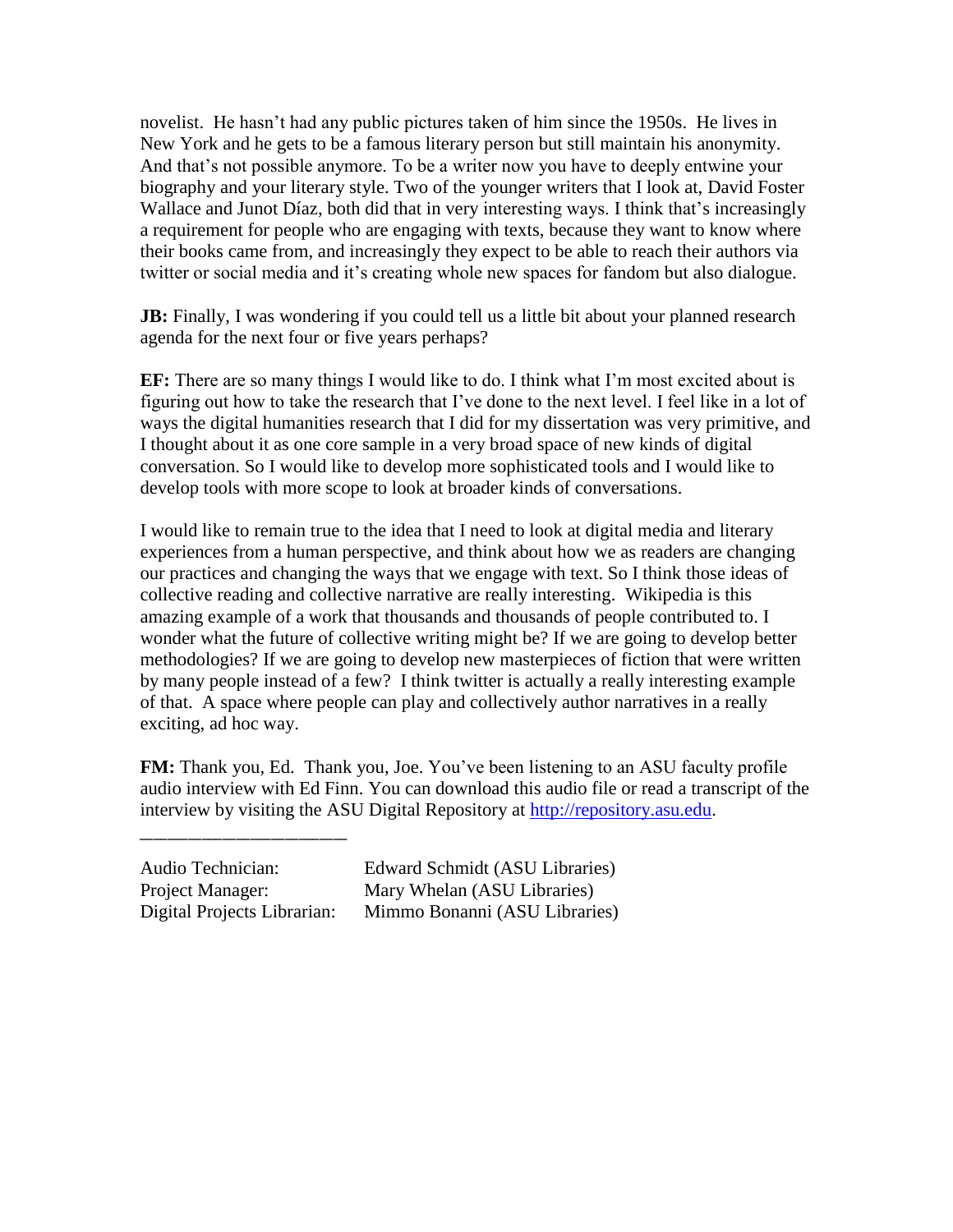novelist. He hasn't had any public pictures taken of him since the 1950s. He lives in New York and he gets to be a famous literary person but still maintain his anonymity. And that's not possible anymore. To be a writer now you have to deeply entwine your biography and your literary style. Two of the younger writers that I look at, David Foster Wallace and Junot Díaz, both did that in very interesting ways. I think that's increasingly a requirement for people who are engaging with texts, because they want to know where their books came from, and increasingly they expect to be able to reach their authors via twitter or social media and it's creating whole new spaces for fandom but also dialogue.

**JB:** Finally, I was wondering if you could tell us a little bit about your planned research agenda for the next four or five years perhaps?

**EF:** There are so many things I would like to do. I think what I'm most excited about is figuring out how to take the research that I've done to the next level. I feel like in a lot of ways the digital humanities research that I did for my dissertation was very primitive, and I thought about it as one core sample in a very broad space of new kinds of digital conversation. So I would like to develop more sophisticated tools and I would like to develop tools with more scope to look at broader kinds of conversations.

I would like to remain true to the idea that I need to look at digital media and literary experiences from a human perspective, and think about how we as readers are changing our practices and changing the ways that we engage with text. So I think those ideas of collective reading and collective narrative are really interesting. Wikipedia is this amazing example of a work that thousands and thousands of people contributed to. I wonder what the future of collective writing might be? If we are going to develop better methodologies? If we are going to develop new masterpieces of fiction that were written by many people instead of a few? I think twitter is actually a really interesting example of that. A space where people can play and collectively author narratives in a really exciting, ad hoc way.

**FM:** Thank you, Ed. Thank you, Joe. You've been listening to an ASU faculty profile audio interview with Ed Finn. You can download this audio file or read a transcript of the interview by visiting the ASU Digital Repository at [http://repository.asu.edu](http://repository.asu.edu).

---

| | |
|---|---|
| Audio Technician: | Edward Schmidt (ASU Libraries) |
| Project Manager: | Mary Whelan (ASU Libraries) |
| Digital Projects Librarian: | Mimmo Bonanni (ASU Libraries) |